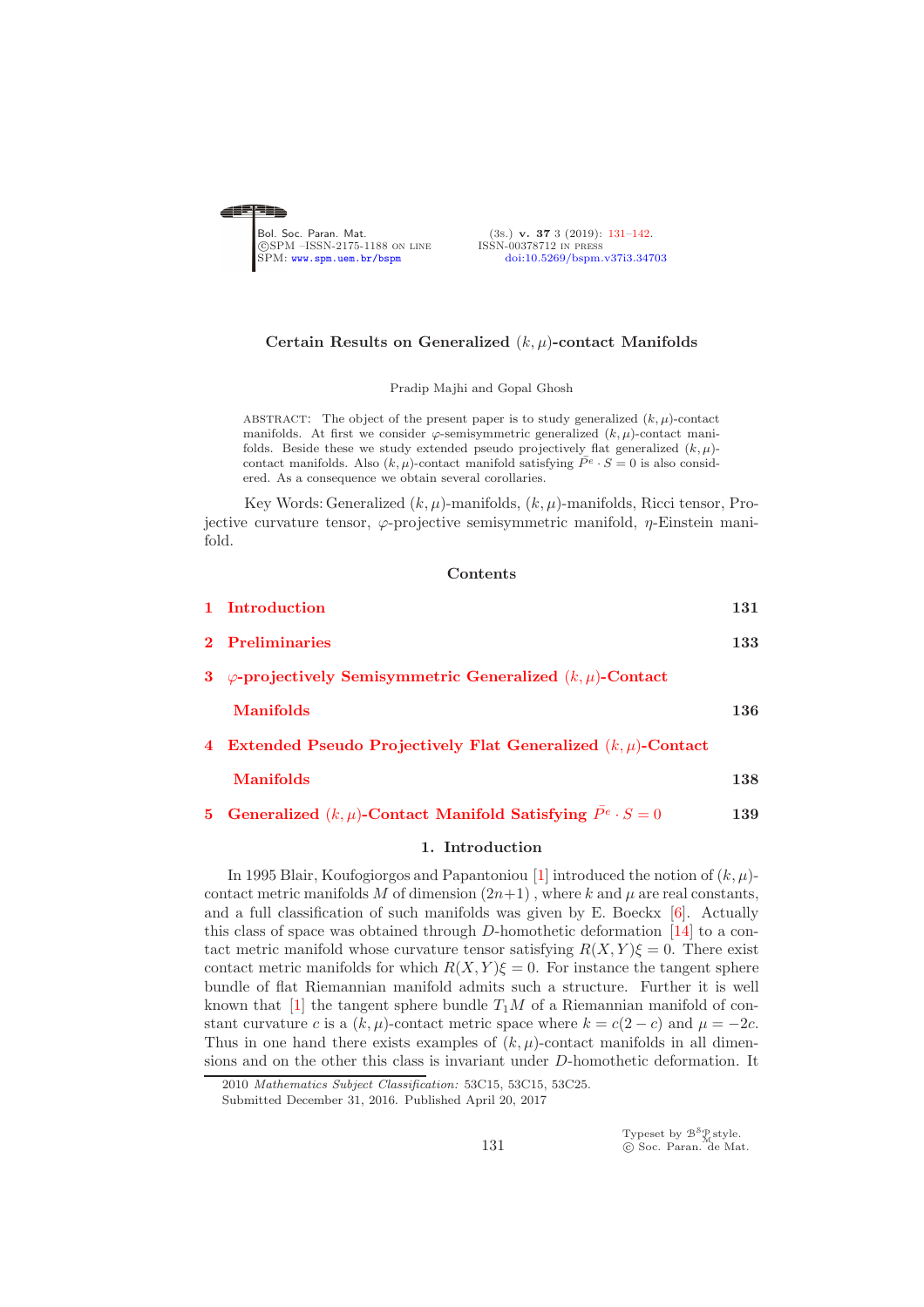# Certain Results on Generalized $(k, \mu)$-contact Manifolds

Pradip Majhi and Gopal Ghosh

ABSTRACT: The object of the present paper is to study generalized $(k, \mu)$-contact manifolds. At first we consider $\varphi$-semisymmetric generalized $(k, \mu)$-contact manifolds. Beside these we study extended pseudo projectively flat generalized $(k, \mu)$-contact manifolds. Also $(k, \mu)$-contact manifold satisfying $\bar{P}^e \cdot S = 0$ is also considered. As a consequence we obtain several corollaries.

Key Words: Generalized $(k, \mu)$-manifolds, $(k, \mu)$-manifolds, Ricci tensor, Projective curvature tensor, $\varphi$-projective semisymmetric manifold, $\eta$-Einstein manifold.

## Contents

| | | |
|---|---|---|
| 1 | Introduction | 131 |
| 2 | Preliminaries | 133 |
| 3 | $\varphi$-projectively Semisymmetric Generalized $(k, \mu)$-Contact Manifolds | 136 |
| 4 | Extended Pseudo Projectively Flat Generalized $(k, \mu)$-Contact Manifolds | 138 |
| 5 | Generalized $(k, \mu)$-Contact Manifold Satisfying $\bar{P}^e \cdot S = 0$ | 139 |

## 1. Introduction

In 1995 Blair, Koufogiorgos and Papantoniou [1] introduced the notion of $(k, \mu)$-contact metric manifolds $M$ of dimension $(2n+1)$ , where $k$ and $\mu$ are real constants, and a full classification of such manifolds was given by E. Boeckx [6]. Actually this class of space was obtained through $D$-homothetic deformation [14] to a contact metric manifold whose curvature tensor satisfying $R(X, Y)\xi = 0$. There exist contact metric manifolds for which $R(X, Y)\xi = 0$. For instance the tangent sphere bundle of flat Riemannian manifold admits such a structure. Further it is well known that [1] the tangent sphere bundle $T_1M$ of a Riemannian manifold of constant curvature $c$ is a $(k, \mu)$-contact metric space where $k = c(2 - c)$ and $\mu = -2c$. Thus in one hand there exists examples of $(k, \mu)$-contact manifolds in all dimensions and on the other this class is invariant under $D$-homothetic deformation. It

2010 *Mathematics Subject Classification:* 53C15, 53C15, 53C25.
Submitted December 31, 2016. Published April 20, 2017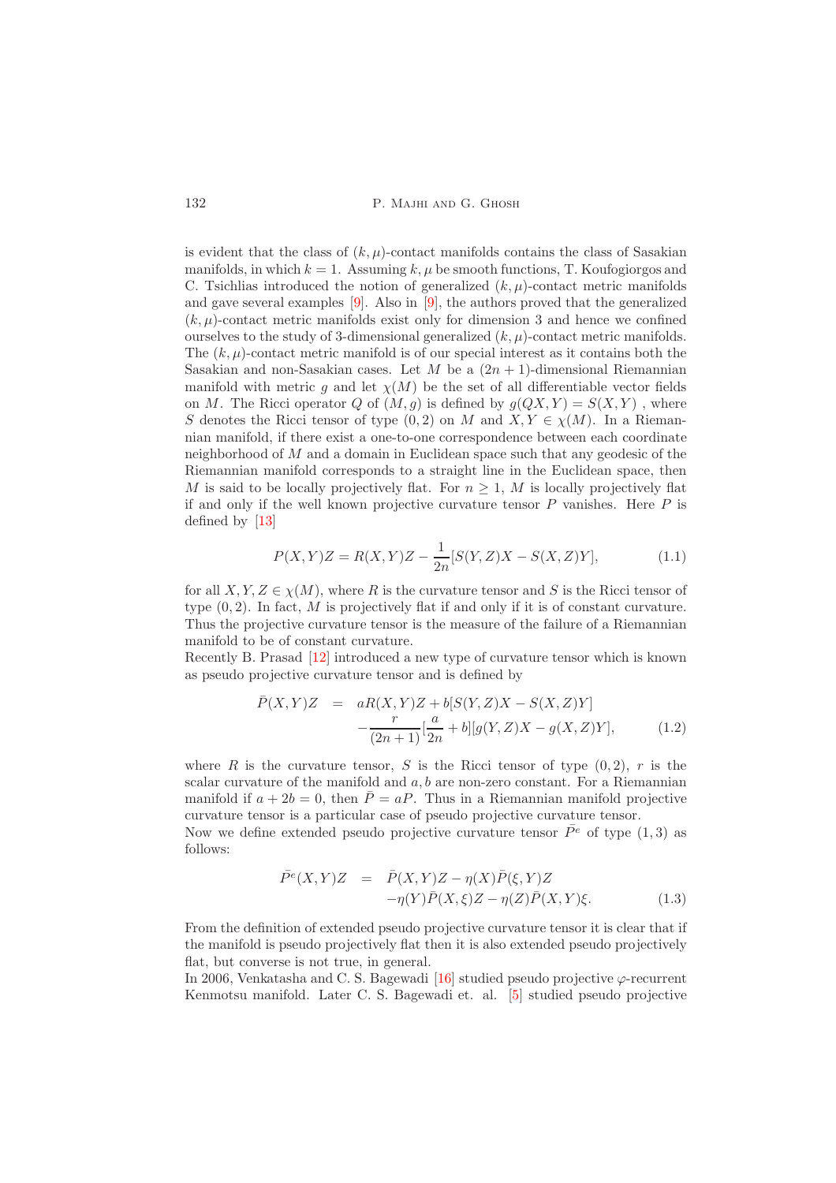is evident that the class of $(k, \mu)$-contact manifolds contains the class of Sasakian manifolds, in which $k = 1$. Assuming $k, \mu$ be smooth functions, T. Koufogiorgos and C. Tsichlias introduced the notion of generalized $(k, \mu)$-contact metric manifolds and gave several examples [9]. Also in [9], the authors proved that the generalized $(k, \mu)$-contact metric manifolds exist only for dimension 3 and hence we confined ourselves to the study of 3-dimensional generalized $(k, \mu)$-contact metric manifolds. The $(k, \mu)$-contact metric manifold is of our special interest as it contains both the Sasakian and non-Sasakian cases. Let $M$ be a $(2n + 1)$-dimensional Riemannian manifold with metric $g$ and let $\chi(M)$ be the set of all differentiable vector fields on $M$. The Ricci operator $Q$ of $(M, g)$ is defined by $g(QX, Y) = S(X, Y)$ , where $S$ denotes the Ricci tensor of type $(0, 2)$ on $M$ and $X, Y \in \chi(M)$. In a Riemannian manifold, if there exist a one-to-one correspondence between each coordinate neighborhood of $M$ and a domain in Euclidean space such that any geodesic of the Riemannian manifold corresponds to a straight line in the Euclidean space, then $M$ is said to be locally projectively flat. For $n \geq 1$, $M$ is locally projectively flat if and only if the well known projective curvature tensor $P$ vanishes. Here $P$ is defined by [13]

$$P(X,Y)Z = R(X,Y)Z - \frac{1}{2n}[S(Y,Z)X - S(X,Z)Y], \tag{1.1}$$

for all $X, Y, Z \in \chi(M)$, where $R$ is the curvature tensor and $S$ is the Ricci tensor of type $(0, 2)$. In fact, $M$ is projectively flat if and only if it is of constant curvature. Thus the projective curvature tensor is the measure of the failure of a Riemannian manifold to be of constant curvature.
Recently B. Prasad [12] introduced a new type of curvature tensor which is known as pseudo projective curvature tensor and is defined by

$$\begin{aligned}\bar{P}(X,Y)Z &= aR(X,Y)Z + b[S(Y,Z)X - S(X,Z)Y] \\ &\quad - \frac{r}{(2n+1)}[\frac{a}{2n} + b][g(Y,Z)X - g(X,Z)Y],\end{aligned} \tag{1.2}$$

where $R$ is the curvature tensor, $S$ is the Ricci tensor of type $(0, 2)$, $r$ is the scalar curvature of the manifold and $a, b$ are non-zero constant. For a Riemannian manifold if $a + 2b = 0$, then $\bar{P} = aP$. Thus in a Riemannian manifold projective curvature tensor is a particular case of pseudo projective curvature tensor.
Now we define extended pseudo projective curvature tensor $\bar{P}^e$ of type $(1, 3)$ as follows:

$$\begin{aligned}\bar{P}^e(X,Y)Z &= \bar{P}(X,Y)Z - \eta(X)\bar{P}(\xi,Y)Z \\ &\quad - \eta(Y)\bar{P}(X,\xi)Z - \eta(Z)\bar{P}(X,Y)\xi.\end{aligned} \tag{1.3}$$

From the definition of extended pseudo projective curvature tensor it is clear that if the manifold is pseudo projectively flat then it is also extended pseudo projectively flat, but converse is not true, in general.
In 2006, Venkatasha and C. S. Bagewadi [16] studied pseudo projective $\varphi$-recurrent Kenmotsu manifold. Later C. S. Bagewadi et. al. [5] studied pseudo projective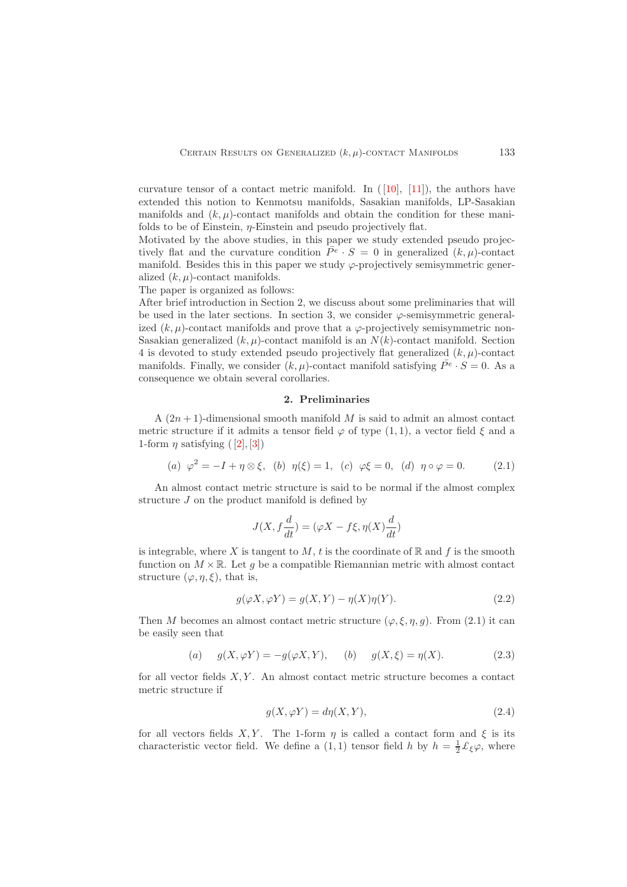curvature tensor of a contact metric manifold. In ([10], [11]), the authors have extended this notion to Kenmotsu manifolds, Sasakian manifolds, LP-Sasakian manifolds and $(k,\mu)$-contact manifolds and obtain the condition for these manifolds to be of Einstein, $\eta$-Einstein and pseudo projectively flat.

Motivated by the above studies, in this paper we study extended pseudo projectively flat and the curvature condition $\bar{P^e}\cdot S = 0$ in generalized $(k,\mu)$-contact manifold. Besides this in this paper we study $\varphi$-projectively semisymmetric generalized $(k,\mu)$-contact manifolds.

The paper is organized as follows:

After brief introduction in Section 2, we discuss about some preliminaries that will be used in the later sections. In section 3, we consider $\varphi$-semisymmetric generalized $(k,\mu)$-contact manifolds and prove that a $\varphi$-projectively semisymmetric non-Sasakian generalized $(k,\mu)$-contact manifold is an $N(k)$-contact manifold. Section 4 is devoted to study extended pseudo projectively flat generalized $(k,\mu)$-contact manifolds. Finally, we consider $(k,\mu)$-contact manifold satisfying $\bar{P^e}\cdot S = 0$. As a consequence we obtain several corollaries.

## 2. Preliminaries

A $(2n+1)$-dimensional smooth manifold $M$ is said to admit an almost contact metric structure if it admits a tensor field $\varphi$ of type $(1,1)$, a vector field $\xi$ and a 1-form $\eta$ satisfying ([2], [3])

$$(a)\ \ \varphi^2 = -I + \eta\otimes\xi,\ \ (b)\ \ \eta(\xi) = 1,\ \ (c)\ \ \varphi\xi = 0,\ \ (d)\ \ \eta\circ\varphi = 0. \tag{2.1}$$

An almost contact metric structure is said to be normal if the almost complex structure $J$ on the product manifold is defined by

$$J(X, f\frac{d}{dt}) = (\varphi X - f\xi, \eta(X)\frac{d}{dt})$$

is integrable, where $X$ is tangent to $M$, $t$ is the coordinate of $\mathbb{R}$ and $f$ is the smooth function on $M\times\mathbb{R}$. Let $g$ be a compatible Riemannian metric with almost contact structure $(\varphi,\eta,\xi)$, that is,

$$g(\varphi X, \varphi Y) = g(X,Y) - \eta(X)\eta(Y). \tag{2.2}$$

Then $M$ becomes an almost contact metric structure $(\varphi,\xi,\eta,g)$. From (2.1) it can be easily seen that

$$(a)\qquad g(X,\varphi Y) = -g(\varphi X, Y),\qquad (b)\qquad g(X,\xi) = \eta(X). \tag{2.3}$$

for all vector fields $X, Y$. An almost contact metric structure becomes a contact metric structure if

$$g(X,\varphi Y) = d\eta(X,Y), \tag{2.4}$$

for all vectors fields $X, Y$. The 1-form $\eta$ is called a contact form and $\xi$ is its characteristic vector field. We define a $(1,1)$ tensor field $h$ by $h = \frac{1}{2}\pounds_\xi\varphi$, where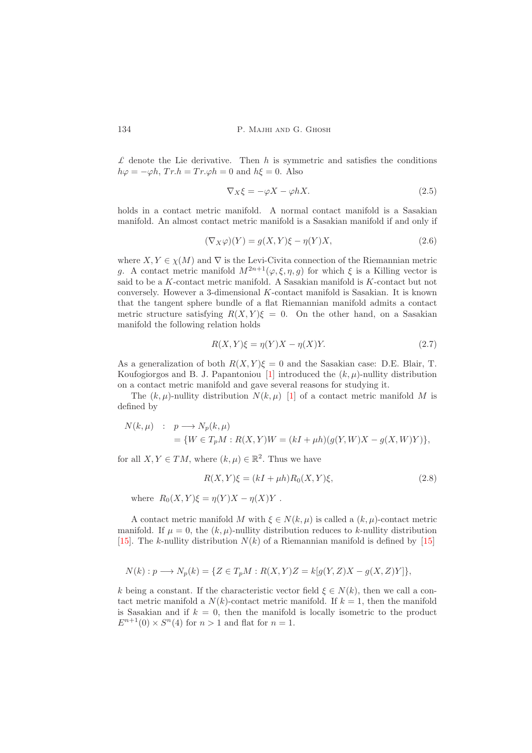$\pounds$ denote the Lie derivative. Then $h$ is symmetric and satisfies the conditions $h\varphi = -\varphi h$, $Tr.h = Tr.\varphi h = 0$ and $h\xi = 0$. Also

$$\nabla_X \xi = -\varphi X - \varphi h X. \tag{2.5}$$

holds in a contact metric manifold. A normal contact manifold is a Sasakian manifold. An almost contact metric manifold is a Sasakian manifold if and only if

$$(\nabla_X \varphi)(Y) = g(X, Y)\xi - \eta(Y)X, \tag{2.6}$$

where $X, Y \in \chi(M)$ and $\nabla$ is the Levi-Civita connection of the Riemannian metric $g$. A contact metric manifold $M^{2n+1}(\varphi, \xi, \eta, g)$ for which $\xi$ is a Killing vector is said to be a $K$-contact metric manifold. A Sasakian manifold is $K$-contact but not conversely. However a 3-dimensional $K$-contact manifold is Sasakian. It is known that the tangent sphere bundle of a flat Riemannian manifold admits a contact metric structure satisfying $R(X, Y)\xi = 0$. On the other hand, on a Sasakian manifold the following relation holds

$$R(X, Y)\xi = \eta(Y)X - \eta(X)Y. \tag{2.7}$$

As a generalization of both $R(X, Y)\xi = 0$ and the Sasakian case: D.E. Blair, T. Koufogiorgos and B. J. Papantoniou [1] introduced the $(k, \mu)$-nullity distribution on a contact metric manifold and gave several reasons for studying it.

The $(k, \mu)$-nullity distribution $N(k, \mu)$ [1] of a contact metric manifold $M$ is defined by

$$\begin{aligned} N(k,\mu) \quad : \quad & p \longrightarrow N_p(k,\mu) \\ & = \{W \in T_pM : R(X,Y)W = (kI + \mu h)(g(Y,W)X - g(X,W)Y)\}, \end{aligned}$$

for all $X, Y \in TM$, where $(k, \mu) \in \mathbb{R}^2$. Thus we have

$$R(X, Y)\xi = (kI + \mu h)R_0(X, Y)\xi, \tag{2.8}$$

where $R_0(X, Y)\xi = \eta(Y)X - \eta(X)Y$ .

A contact metric manifold $M$ with $\xi \in N(k, \mu)$ is called a $(k, \mu)$-contact metric manifold. If $\mu = 0$, the $(k, \mu)$-nullity distribution reduces to $k$-nullity distribution [15]. The $k$-nullity distribution $N(k)$ of a Riemannian manifold is defined by [15]

$$N(k) : p \longrightarrow N_p(k) = \{Z \in T_pM : R(X, Y)Z = k[g(Y, Z)X - g(X, Z)Y]\},$$

$k$ being a constant. If the characteristic vector field $\xi \in N(k)$, then we call a contact metric manifold a $N(k)$-contact metric manifold. If $k = 1$, then the manifold is Sasakian and if $k = 0$, then the manifold is locally isometric to the product $E^{n+1}(0) \times S^n(4)$ for $n > 1$ and flat for $n = 1$.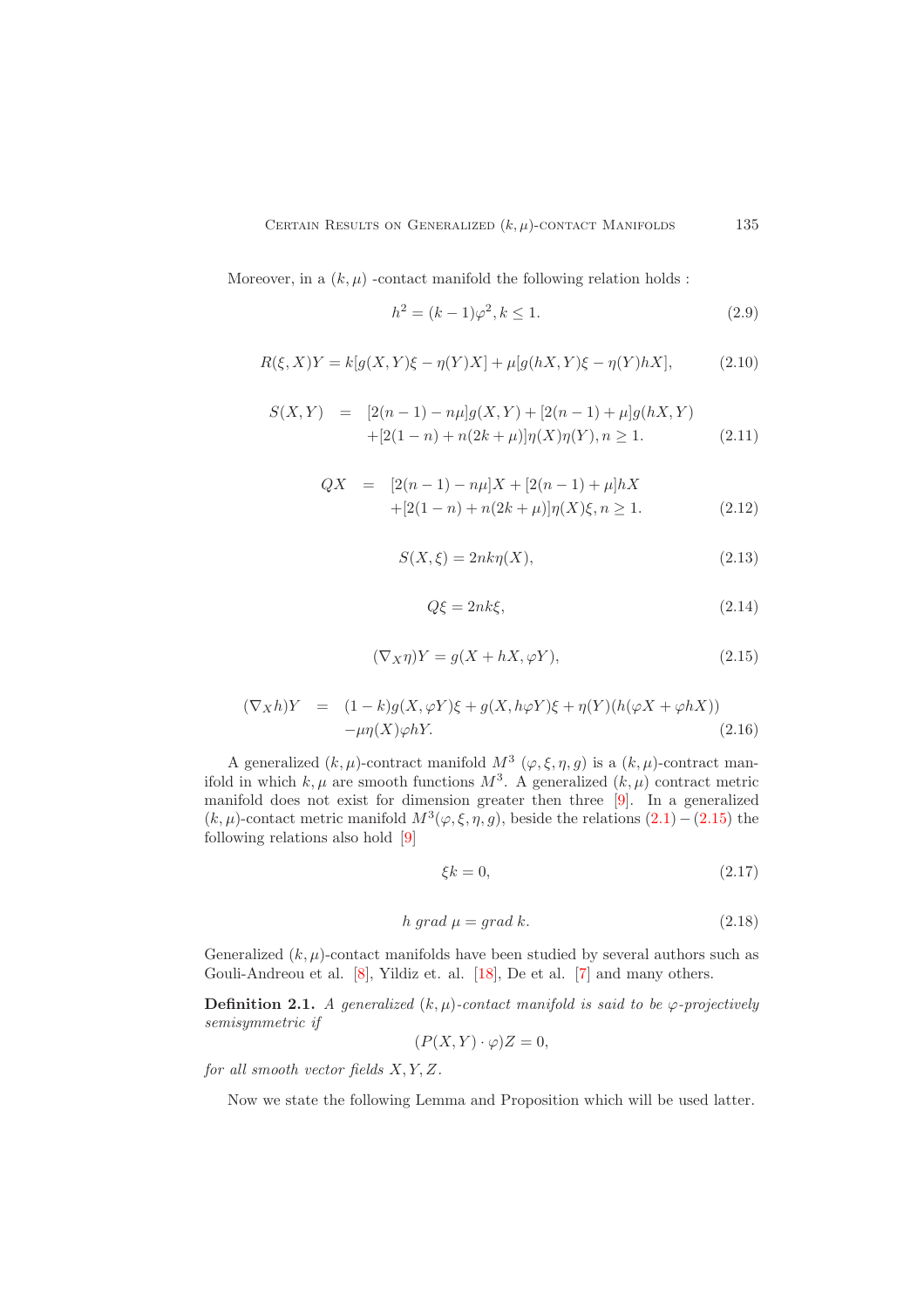Moreover, in a $(k, \mu)$ -contact manifold the following relation holds :

$$h^2 = (k-1)\varphi^2, k \leq 1. \tag{2.9}$$

$$R(\xi, X)Y = k[g(X,Y)\xi - \eta(Y)X] + \mu[g(hX,Y)\xi - \eta(Y)hX], \tag{2.10}$$

$$\begin{aligned} S(X,Y) &= [2(n-1) - n\mu]g(X,Y) + [2(n-1) + \mu]g(hX,Y) \\ &\quad + [2(1-n) + n(2k+\mu)]\eta(X)\eta(Y), n \geq 1. \end{aligned} \tag{2.11}$$

$$\begin{aligned} QX &= [2(n-1) - n\mu]X + [2(n-1) + \mu]hX \\ &\quad + [2(1-n) + n(2k+\mu)]\eta(X)\xi, n \geq 1. \end{aligned} \tag{2.12}$$

$$S(X, \xi) = 2nk\eta(X), \tag{2.13}$$

$$Q\xi = 2nk\xi, \tag{2.14}$$

$$(\nabla_X \eta)Y = g(X + hX, \varphi Y), \tag{2.15}$$

$$\begin{aligned} (\nabla_X h)Y &= (1-k)g(X, \varphi Y)\xi + g(X, h\varphi Y)\xi + \eta(Y)(h(\varphi X + \varphi hX)) \\ &\quad - \mu\eta(X)\varphi hY. \end{aligned} \tag{2.16}$$

A generalized $(k, \mu)$-contract manifold $M^3$ $(\varphi, \xi, \eta, g)$ is a $(k, \mu)$-contract manifold in which $k, \mu$ are smooth functions $M^3$. A generalized $(k, \mu)$ contract metric manifold does not exist for dimension greater then three [9]. In a generalized $(k, \mu)$-contact metric manifold $M^3(\varphi, \xi, \eta, g)$, beside the relations $(2.1) - (2.15)$ the following relations also hold [9]

$$\xi k = 0, \tag{2.17}$$

$$h \ grad \ \mu = grad \ k. \tag{2.18}$$

Generalized $(k, \mu)$-contact manifolds have been studied by several authors such as Gouli-Andreou et al. [8], Yildiz et. al. [18], De et al. [7] and many others.

**Definition 2.1.** *A generalized $(k, \mu)$-contact manifold is said to be $\varphi$-projectively semisymmetric if*

$$(P(X,Y) \cdot \varphi)Z = 0,$$

*for all smooth vector fields $X, Y, Z$.*

Now we state the following Lemma and Proposition which will be used latter.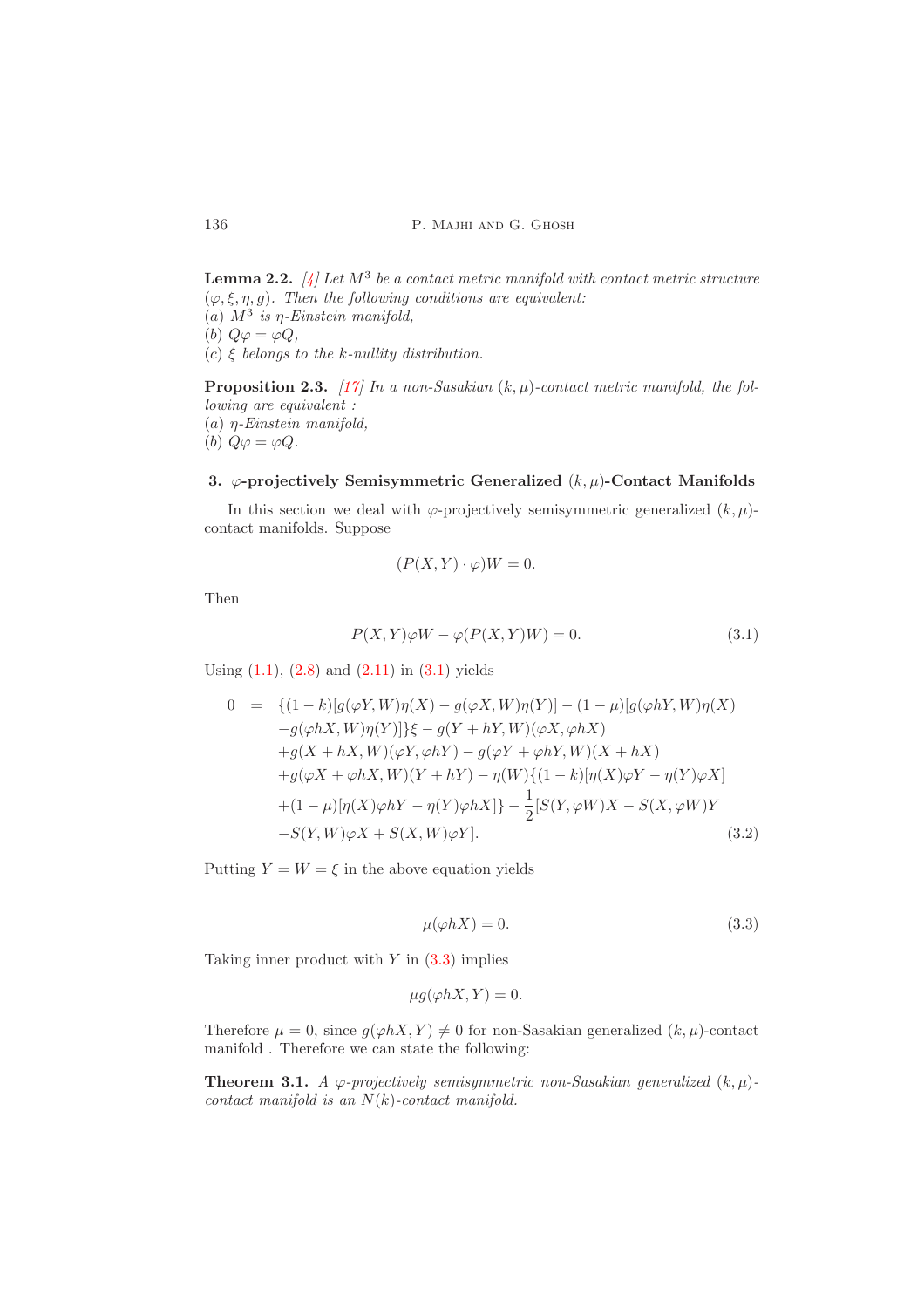**Lemma 2.2.** [4] *Let $M^3$ be a contact metric manifold with contact metric structure $(\varphi, \xi, \eta, g)$. Then the following conditions are equivalent:*
*(a) $M^3$ is $\eta$-Einstein manifold,*
*(b) $Q\varphi = \varphi Q$,*
*(c) $\xi$ belongs to the $k$-nullity distribution.*

**Proposition 2.3.** [17] *In a non-Sasakian $(k, \mu)$-contact metric manifold, the following are equivalent :*
*(a) $\eta$-Einstein manifold,*
*(b) $Q\varphi = \varphi Q$.*

## 3. $\varphi$-projectively Semisymmetric Generalized $(k, \mu)$-Contact Manifolds

In this section we deal with $\varphi$-projectively semisymmetric generalized $(k, \mu)$-contact manifolds. Suppose

$$(P(X, Y) \cdot \varphi)W = 0.$$

Then

$$P(X, Y)\varphi W - \varphi(P(X, Y)W) = 0. \tag{3.1}$$

Using (1.1), (2.8) and (2.11) in (3.1) yields

$$\begin{aligned}
0 \;=\; & \{(1-k)[g(\varphi Y, W)\eta(X) - g(\varphi X, W)\eta(Y)] - (1-\mu)[g(\varphi hY, W)\eta(X) \\
& - g(\varphi hX, W)\eta(Y)]\}\xi - g(Y + hY, W)(\varphi X, \varphi hX) \\
& + g(X + hX, W)(\varphi Y, \varphi hY) - g(\varphi Y + \varphi hY, W)(X + hX) \\
& + g(\varphi X + \varphi hX, W)(Y + hY) - \eta(W)\{(1-k)[\eta(X)\varphi Y - \eta(Y)\varphi X] \\
& + (1-\mu)[\eta(X)\varphi hY - \eta(Y)\varphi hX]\} - \frac{1}{2}[S(Y, \varphi W)X - S(X, \varphi W)Y \\
& - S(Y, W)\varphi X + S(X, W)\varphi Y].
\end{aligned} \tag{3.2}$$

Putting $Y = W = \xi$ in the above equation yields

$$\mu(\varphi hX) = 0. \tag{3.3}$$

Taking inner product with $Y$ in (3.3) implies

$$\mu g(\varphi hX, Y) = 0.$$

Therefore $\mu = 0$, since $g(\varphi hX, Y) \neq 0$ for non-Sasakian generalized $(k, \mu)$-contact manifold . Therefore we can state the following:

**Theorem 3.1.** *A $\varphi$-projectively semisymmetric non-Sasakian generalized $(k, \mu)$-contact manifold is an $N(k)$-contact manifold.*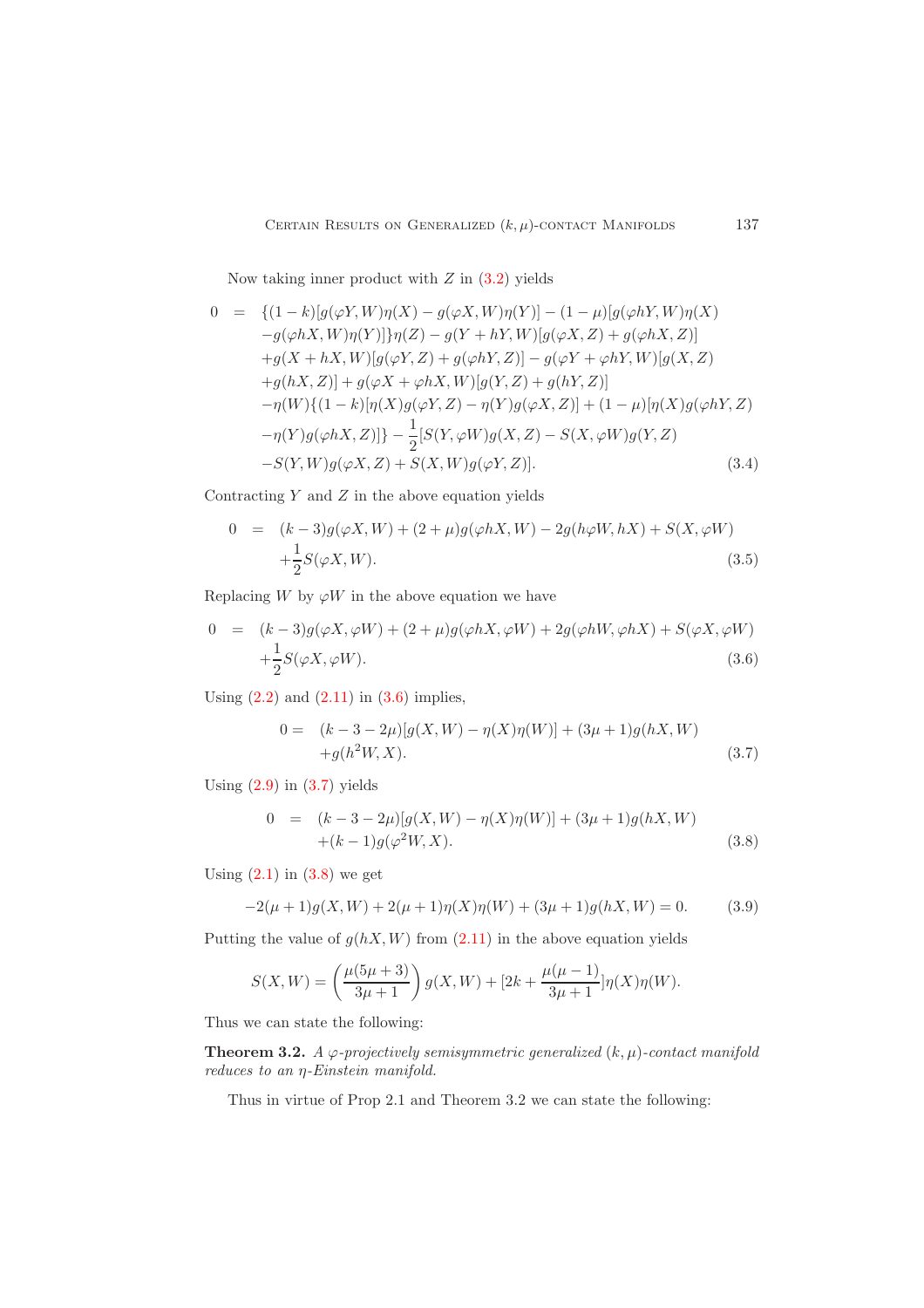Now taking inner product with $Z$ in (3.2) yields

$$
\begin{aligned}
0 \;=\; & \{(1-k)[g(\varphi Y,W)\eta(X)-g(\varphi X,W)\eta(Y)]-(1-\mu)[g(\varphi hY,W)\eta(X) \\
& -g(\varphi hX,W)\eta(Y)]\}\eta(Z)-g(Y+hY,W)[g(\varphi X,Z)+g(\varphi hX,Z)] \\
& +g(X+hX,W)[g(\varphi Y,Z)+g(\varphi hY,Z)]-g(\varphi Y+\varphi hY,W)[g(X,Z) \\
& +g(hX,Z)]+g(\varphi X+\varphi hX,W)[g(Y,Z)+g(hY,Z)] \\
& -\eta(W)\{(1-k)[\eta(X)g(\varphi Y,Z)-\eta(Y)g(\varphi X,Z)]+(1-\mu)[\eta(X)g(\varphi hY,Z) \\
& -\eta(Y)g(\varphi hX,Z)]\}-\frac{1}{2}[S(Y,\varphi W)g(X,Z)-S(X,\varphi W)g(Y,Z) \\
& -S(Y,W)g(\varphi X,Z)+S(X,W)g(\varphi Y,Z)]. \qquad (3.4)
\end{aligned}
$$

Contracting $Y$ and $Z$ in the above equation yields

$$
\begin{aligned}
0 \;=\; & (k-3)g(\varphi X,W)+(2+\mu)g(\varphi hX,W)-2g(h\varphi W,hX)+S(X,\varphi W) \\
& +\frac{1}{2}S(\varphi X,W). \qquad (3.5)
\end{aligned}
$$

Replacing $W$ by $\varphi W$ in the above equation we have

$$
\begin{aligned}
0 \;=\; & (k-3)g(\varphi X,\varphi W)+(2+\mu)g(\varphi hX,\varphi W)+2g(\varphi hW,\varphi hX)+S(\varphi X,\varphi W) \\
& +\frac{1}{2}S(\varphi X,\varphi W). \qquad (3.6)
\end{aligned}
$$

Using (2.2) and (2.11) in (3.6) implies,

$$
\begin{aligned}
0 = \;& (k-3-2\mu)[g(X,W)-\eta(X)\eta(W)]+(3\mu+1)g(hX,W) \\
& +g(h^2W,X). \qquad (3.7)
\end{aligned}
$$

Using (2.9) in (3.7) yields

$$
\begin{aligned}
0 \;=\; & (k-3-2\mu)[g(X,W)-\eta(X)\eta(W)]+(3\mu+1)g(hX,W) \\
& +(k-1)g(\varphi^2W,X). \qquad (3.8)
\end{aligned}
$$

Using (2.1) in (3.8) we get

$$
-2(\mu+1)g(X,W)+2(\mu+1)\eta(X)\eta(W)+(3\mu+1)g(hX,W)=0. \qquad (3.9)
$$

Putting the value of $g(hX,W)$ from (2.11) in the above equation yields

$$
S(X,W)=\left(\frac{\mu(5\mu+3)}{3\mu+1}\right)g(X,W)+[2k+\frac{\mu(\mu-1)}{3\mu+1}]\eta(X)\eta(W).
$$

Thus we can state the following:

**Theorem 3.2.** *A $\varphi$-projectively semisymmetric generalized $(k,\mu)$-contact manifold reduces to an $\eta$-Einstein manifold.*

Thus in virtue of Prop 2.1 and Theorem 3.2 we can state the following: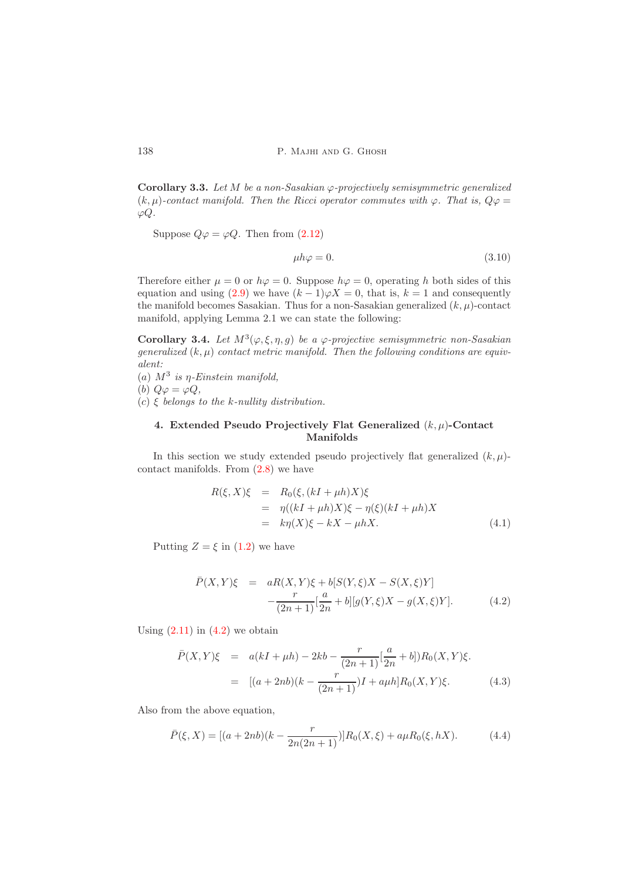**Corollary 3.3.** *Let $M$ be a non-Sasakian $\varphi$-projectively semisymmetric generalized $(k,\mu)$-contact manifold. Then the Ricci operator commutes with $\varphi$. That is, $Q\varphi = \varphi Q$.*

Suppose $Q\varphi = \varphi Q$. Then from (2.12)

$$\mu h\varphi = 0. \tag{3.10}$$

Therefore either $\mu = 0$ or $h\varphi = 0$. Suppose $h\varphi = 0$, operating $h$ both sides of this equation and using (2.9) we have $(k-1)\varphi X = 0$, that is, $k = 1$ and consequently the manifold becomes Sasakian. Thus for a non-Sasakian generalized $(k,\mu)$-contact manifold, applying Lemma 2.1 we can state the following:

**Corollary 3.4.** *Let $M^3(\varphi, \xi, \eta, g)$ be a $\varphi$-projective semisymmetric non-Sasakian generalized $(k,\mu)$ contact metric manifold. Then the following conditions are equivalent:*
*(a) $M^3$ is $\eta$-Einstein manifold,*
*(b) $Q\varphi = \varphi Q$,*
*(c) $\xi$ belongs to the $k$-nullity distribution.*

## 4. Extended Pseudo Projectively Flat Generalized $(k,\mu)$-Contact Manifolds

In this section we study extended pseudo projectively flat generalized $(k,\mu)$-contact manifolds. From (2.8) we have

$$\begin{aligned}
R(\xi, X)\xi &= R_0(\xi, (kI + \mu h)X)\xi \\
&= \eta((kI + \mu h)X)\xi - \eta(\xi)(kI + \mu h)X \\
&= k\eta(X)\xi - kX - \mu hX.
\end{aligned} \tag{4.1}$$

Putting $Z = \xi$ in (1.2) we have

$$\begin{aligned}
\bar{P}(X,Y)\xi &= aR(X,Y)\xi + b[S(Y,\xi)X - S(X,\xi)Y] \\
&\quad - \frac{r}{(2n+1)}[\frac{a}{2n} + b][g(Y,\xi)X - g(X,\xi)Y].
\end{aligned} \tag{4.2}$$

Using (2.11) in (4.2) we obtain

$$\begin{aligned}
\bar{P}(X,Y)\xi &= a(kI + \mu h) - 2kb - \frac{r}{(2n+1)}[\frac{a}{2n} + b])R_0(X,Y)\xi. \\
&= [(a + 2nb)(k - \frac{r}{(2n+1)})I + a\mu h]R_0(X,Y)\xi.
\end{aligned} \tag{4.3}$$

Also from the above equation,

$$\bar{P}(\xi, X) = [(a + 2nb)(k - \frac{r}{2n(2n+1)})]R_0(X,\xi) + a\mu R_0(\xi, hX). \tag{4.4}$$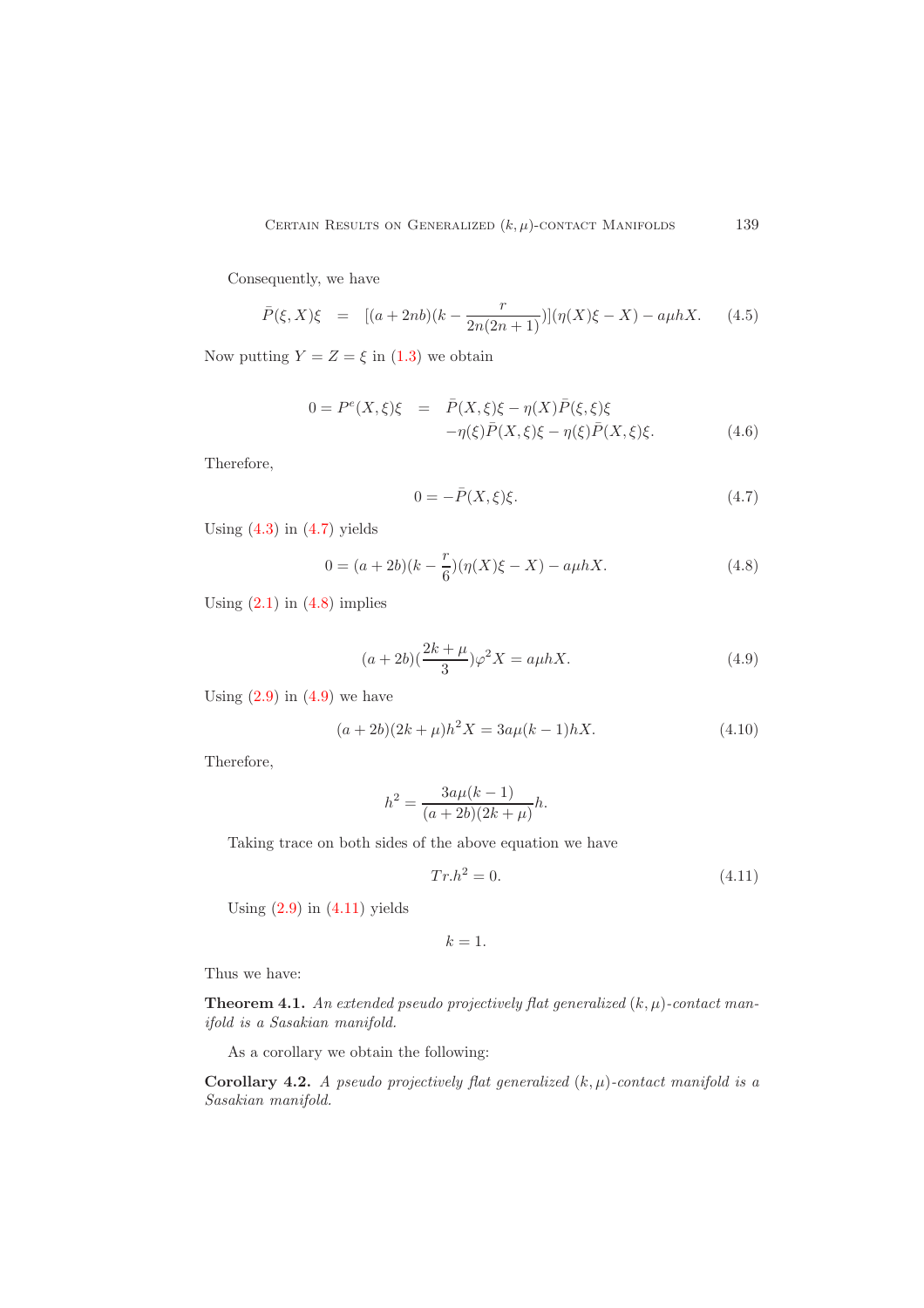Consequently, we have

$$\bar{P}(\xi, X)\xi = [(a+2nb)(k - \frac{r}{2n(2n+1)})](\eta(X)\xi - X) - a\mu hX. \tag{4.5}$$

Now putting $Y = Z = \xi$ in (1.3) we obtain

$$\begin{aligned} 0 = P^e(X,\xi)\xi &= \bar{P}(X,\xi)\xi - \eta(X)\bar{P}(\xi,\xi)\xi \\ &\quad -\eta(\xi)\bar{P}(X,\xi)\xi - \eta(\xi)\bar{P}(X,\xi)\xi. \end{aligned} \tag{4.6}$$

Therefore,

$$0 = -\bar{P}(X,\xi)\xi. \tag{4.7}$$

Using (4.3) in (4.7) yields

$$0 = (a+2b)(k - \frac{r}{6})(\eta(X)\xi - X) - a\mu hX. \tag{4.8}$$

Using (2.1) in (4.8) implies

$$(a+2b)(\frac{2k+\mu}{3})\varphi^2 X = a\mu hX. \tag{4.9}$$

Using (2.9) in (4.9) we have

$$(a+2b)(2k+\mu)h^2 X = 3a\mu(k-1)hX. \tag{4.10}$$

Therefore,

$$h^2 = \frac{3a\mu(k-1)}{(a+2b)(2k+\mu)}h.$$

Taking trace on both sides of the above equation we have

$$Tr.h^2 = 0. \tag{4.11}$$

Using (2.9) in (4.11) yields

$$k = 1.$$

Thus we have:

**Theorem 4.1.** *An extended pseudo projectively flat generalized $(k,\mu)$-contact manifold is a Sasakian manifold.*

As a corollary we obtain the following:

**Corollary 4.2.** *A pseudo projectively flat generalized $(k,\mu)$-contact manifold is a Sasakian manifold.*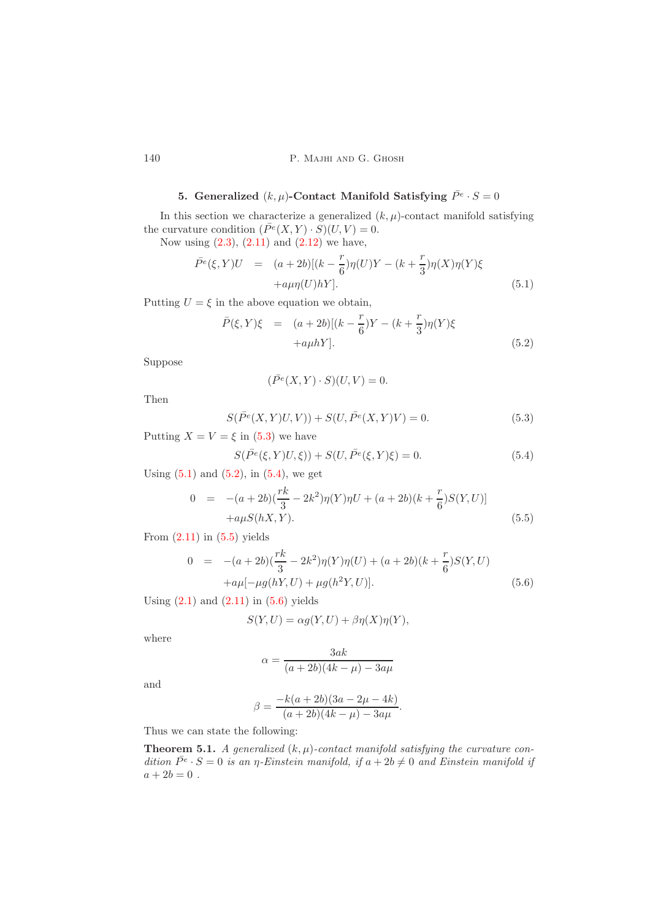## 5. Generalized $(k,\mu)$-Contact Manifold Satisfying $\bar{P}^e \cdot S = 0$

In this section we characterize a generalized $(k,\mu)$-contact manifold satisfying the curvature condition $(\bar{P}^e(X,Y)\cdot S)(U,V) = 0$.

Now using (2.3), (2.11) and (2.12) we have,

$$\begin{aligned}
\bar{P}^e(\xi,Y)U &= (a+2b)[(k-\frac{r}{6})\eta(U)Y - (k+\frac{r}{3})\eta(X)\eta(Y)\xi \\
&\quad + a\mu\eta(U)hY].
\end{aligned} \tag{5.1}$$

Putting $U = \xi$ in the above equation we obtain,

$$\begin{aligned}
\bar{P}(\xi,Y)\xi &= (a+2b)[(k-\frac{r}{6})Y - (k+\frac{r}{3})\eta(Y)\xi \\
&\quad + a\mu hY].
\end{aligned} \tag{5.2}$$

Suppose

$$(\bar{P}^e(X,Y)\cdot S)(U,V) = 0.$$

Then

$$S(\bar{P}^e(X,Y)U,V)) + S(U,\bar{P}^e(X,Y)V) = 0. \tag{5.3}$$

Putting $X = V = \xi$ in (5.3) we have

$$S(\bar{P}^e(\xi,Y)U,\xi)) + S(U,\bar{P}^e(\xi,Y)\xi) = 0. \tag{5.4}$$

Using (5.1) and (5.2), in (5.4), we get

$$\begin{aligned}
0 &= -(a+2b)(\frac{rk}{3} - 2k^2)\eta(Y)\eta U + (a+2b)(k+\frac{r}{6})S(Y,U)] \\
&\quad + a\mu S(hX,Y).
\end{aligned} \tag{5.5}$$

From (2.11) in (5.5) yields

$$\begin{aligned}
0 &= -(a+2b)(\frac{rk}{3} - 2k^2)\eta(Y)\eta(U) + (a+2b)(k+\frac{r}{6})S(Y,U) \\
&\quad + a\mu[-\mu g(hY,U) + \mu g(h^2Y,U)].
\end{aligned} \tag{5.6}$$

Using (2.1) and (2.11) in (5.6) yields

$$S(Y,U) = \alpha g(Y,U) + \beta\eta(X)\eta(Y),$$

where

$$\alpha = \frac{3ak}{(a+2b)(4k-\mu) - 3a\mu}$$

and

$$\beta = \frac{-k(a+2b)(3a-2\mu-4k)}{(a+2b)(4k-\mu) - 3a\mu}.$$

Thus we can state the following:

**Theorem 5.1.** *A generalized $(k,\mu)$-contact manifold satisfying the curvature condition $\bar{P}^e \cdot S = 0$ is an $\eta$-Einstein manifold, if $a+2b \neq 0$ and Einstein manifold if $a+2b = 0$ .*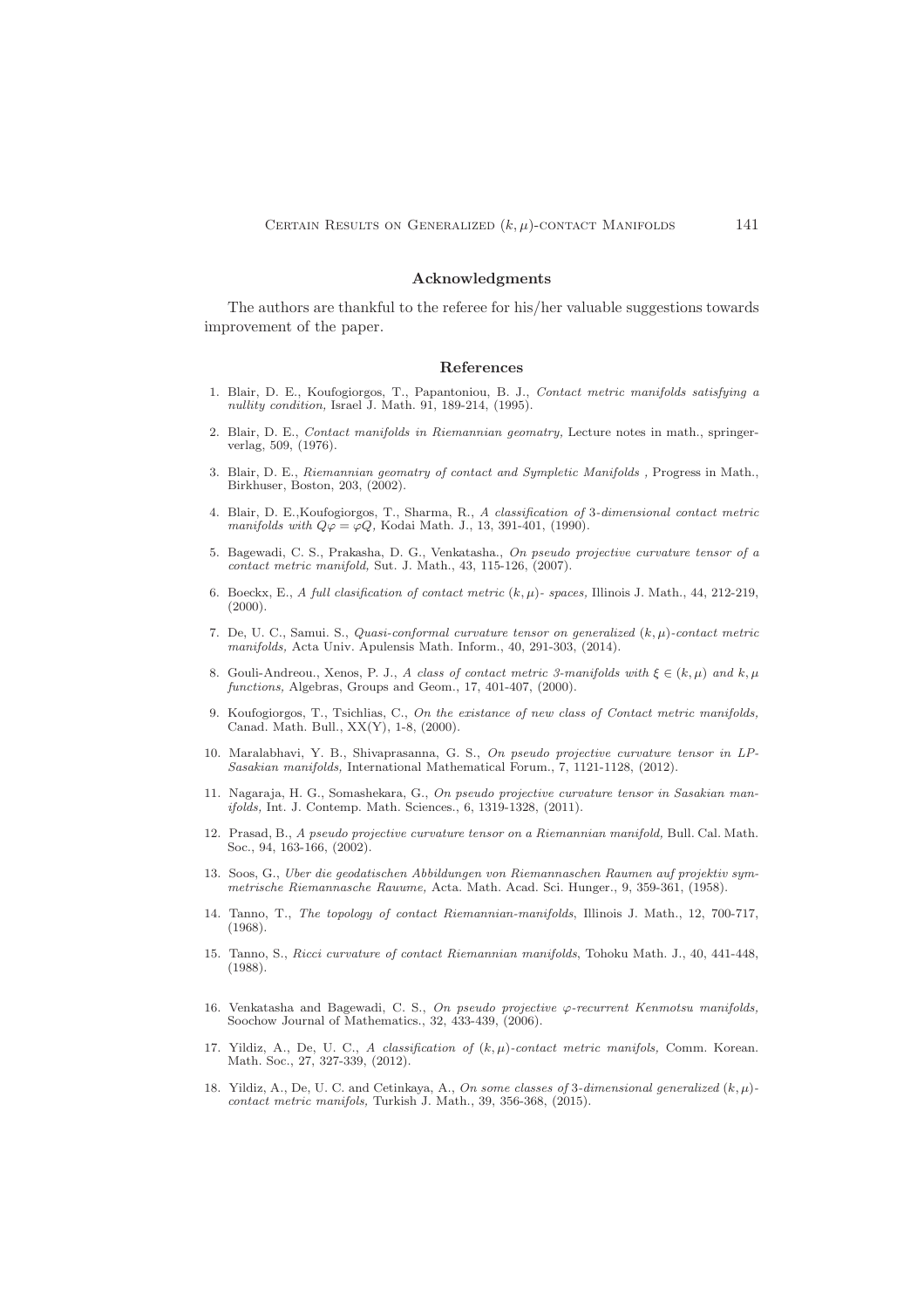## Acknowledgments

The authors are thankful to the referee for his/her valuable suggestions towards improvement of the paper.

## References

1. Blair, D. E., Koufogiorgos, T., Papantoniou, B. J., *Contact metric manifolds satisfying a nullity condition,* Israel J. Math. 91, 189-214, (1995).

2. Blair, D. E., *Contact manifolds in Riemannian geomatry,* Lecture notes in math., springer-verlag, 509, (1976).

3. Blair, D. E., *Riemannian geomatry of contact and Sympletic Manifolds* , Progress in Math., Birkhuser, Boston, 203, (2002).

4. Blair, D. E.,Koufogiorgos, T., Sharma, R., *A classification of 3-dimensional contact metric manifolds with $Q\varphi = \varphi Q$,* Kodai Math. J., 13, 391-401, (1990).

5. Bagewadi, C. S., Prakasha, D. G., Venkatasha., *On pseudo projective curvature tensor of a contact metric manifold,* Sut. J. Math., 43, 115-126, (2007).

6. Boeckx, E., *A full clasification of contact metric $(k, \mu)$- spaces,* Illinois J. Math., 44, 212-219, (2000).

7. De, U. C., Samui. S., *Quasi-conformal curvature tensor on generalized $(k, \mu)$-contact metric manifolds,* Acta Univ. Apulensis Math. Inform., 40, 291-303, (2014).

8. Gouli-Andreou., Xenos, P. J., *A class of contact metric 3-manifolds with $\xi \in (k, \mu)$ and $k, \mu$ functions,* Algebras, Groups and Geom., 17, 401-407, (2000).

9. Koufogiorgos, T., Tsichlias, C., *On the existance of new class of Contact metric manifolds,* Canad. Math. Bull., XX(Y), 1-8, (2000).

10. Maralabhavi, Y. B., Shivaprasanna, G. S., *On pseudo projective curvature tensor in LP-Sasakian manifolds,* International Mathematical Forum., 7, 1121-1128, (2012).

11. Nagaraja, H. G., Somashekara, G., *On pseudo projective curvature tensor in Sasakian manifolds,* Int. J. Contemp. Math. Sciences., 6, 1319-1328, (2011).

12. Prasad, B., *A pseudo projective curvature tensor on a Riemannian manifold,* Bull. Cal. Math. Soc., 94, 163-166, (2002).

13. Soos, G., *Uber die geodatischen Abbildungen von Riemannaschen Raumen auf projektiv symmetrische Riemannasche Rauume,* Acta. Math. Acad. Sci. Hunger., 9, 359-361, (1958).

14. Tanno, T., *The topology of contact Riemannian-manifolds*, Illinois J. Math., 12, 700-717, (1968).

15. Tanno, S., *Ricci curvature of contact Riemannian manifolds*, Tohoku Math. J., 40, 441-448, (1988).

16. Venkatasha and Bagewadi, C. S., *On pseudo projective $\varphi$-recurrent Kenmotsu manifolds,* Soochow Journal of Mathematics., 32, 433-439, (2006).

17. Yildiz, A., De, U. C., *A classification of $(k, \mu)$-contact metric manifols,* Comm. Korean. Math. Soc., 27, 327-339, (2012).

18. Yildiz, A., De, U. C. and Cetinkaya, A., *On some classes of 3-dimensional generalized $(k, \mu)$-contact metric manifols,* Turkish J. Math., 39, 356-368, (2015).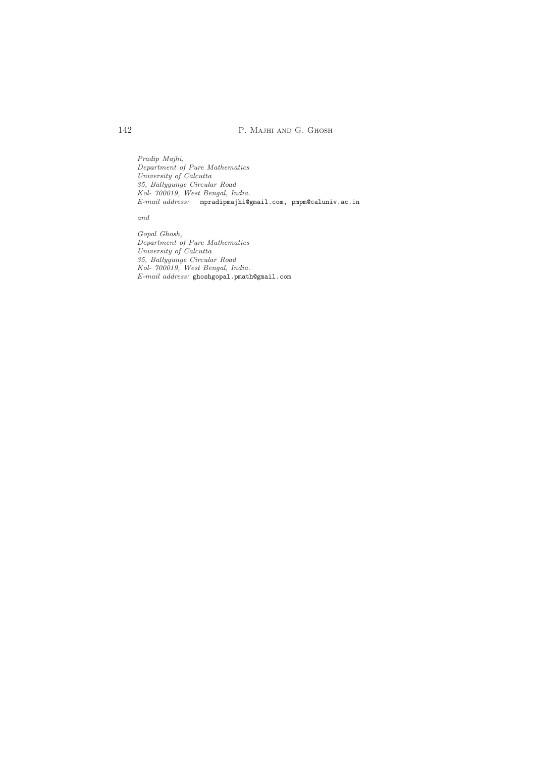*Pradip Majhi,*
*Department of Pure Mathematics*
*University of Calcutta*
*35, Ballygunge Circular Road*
*Kol- 700019, West Bengal, India.*
*E-mail address:* mpradipmajhi@gmail.com, pmpm@caluniv.ac.in

*and*

*Gopal Ghosh,*
*Department of Pure Mathematics*
*University of Calcutta*
*35, Ballygunge Circular Road*
*Kol- 700019, West Bengal, India.*
*E-mail address:* ghoshgopal.pmath@gmail.com